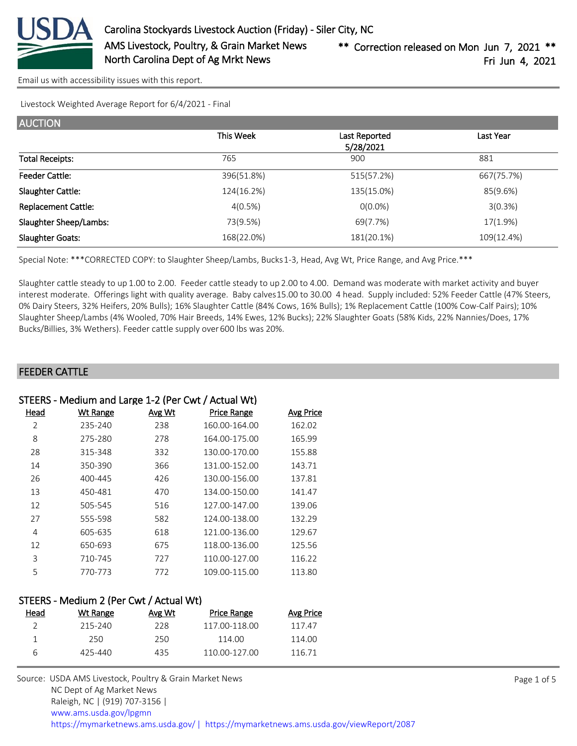Carolina Stockyards Livestock Auction (Friday) - Siler City, NC
AMS Livestock, Poultry, & Grain Market News
North Carolina Dept of Ag Mrkt News

** Correction released on Mon Jun 7, 2021 **
Fri Jun 4, 2021

Email us with accessibility issues with this report.

Livestock Weighted Average Report for 6/4/2021 - Final

## AUCTION

| | This Week | Last Reported 5/28/2021 | Last Year |
|---|---|---|---|
| Total Receipts: | 765 | 900 | 881 |
| Feeder Cattle: | 396(51.8%) | 515(57.2%) | 667(75.7%) |
| Slaughter Cattle: | 124(16.2%) | 135(15.0%) | 85(9.6%) |
| Replacement Cattle: | 4(0.5%) | 0(0.0%) | 3(0.3%) |
| Slaughter Sheep/Lambs: | 73(9.5%) | 69(7.7%) | 17(1.9%) |
| Slaughter Goats: | 168(22.0%) | 181(20.1%) | 109(12.4%) |

Special Note: ***CORRECTED COPY: to Slaughter Sheep/Lambs, Bucks 1-3, Head, Avg Wt, Price Range, and Avg Price.***

Slaughter cattle steady to up 1.00 to 2.00. Feeder cattle steady to up 2.00 to 4.00. Demand was moderate with market activity and buyer interest moderate. Offerings light with quality average. Baby calves 15.00 to 30.00 4 head. Supply included: 52% Feeder Cattle (47% Steers, 0% Dairy Steers, 32% Heifers, 20% Bulls); 16% Slaughter Cattle (84% Cows, 16% Bulls); 1% Replacement Cattle (100% Cow-Calf Pairs); 10% Slaughter Sheep/Lambs (4% Wooled, 70% Hair Breeds, 14% Ewes, 12% Bucks); 22% Slaughter Goats (58% Kids, 22% Nannies/Does, 17% Bucks/Billies, 3% Wethers). Feeder cattle supply over 600 lbs was 20%.

## FEEDER CATTLE

### STEERS - Medium and Large 1-2 (Per Cwt / Actual Wt)

| Head | Wt Range | Avg Wt | Price Range | Avg Price |
|---|---|---|---|---|
| 2 | 235-240 | 238 | 160.00-164.00 | 162.02 |
| 8 | 275-280 | 278 | 164.00-175.00 | 165.99 |
| 28 | 315-348 | 332 | 130.00-170.00 | 155.88 |
| 14 | 350-390 | 366 | 131.00-152.00 | 143.71 |
| 26 | 400-445 | 426 | 130.00-156.00 | 137.81 |
| 13 | 450-481 | 470 | 134.00-150.00 | 141.47 |
| 12 | 505-545 | 516 | 127.00-147.00 | 139.06 |
| 27 | 555-598 | 582 | 124.00-138.00 | 132.29 |
| 4 | 605-635 | 618 | 121.00-136.00 | 129.67 |
| 12 | 650-693 | 675 | 118.00-136.00 | 125.56 |
| 3 | 710-745 | 727 | 110.00-127.00 | 116.22 |
| 5 | 770-773 | 772 | 109.00-115.00 | 113.80 |

### STEERS - Medium 2 (Per Cwt / Actual Wt)

| Head | Wt Range | Avg Wt | Price Range | Avg Price |
|---|---|---|---|---|
| 2 | 215-240 | 228 | 117.00-118.00 | 117.47 |
| 1 | 250 | 250 | 114.00 | 114.00 |
| 6 | 425-440 | 435 | 110.00-127.00 | 116.71 |

Source: USDA AMS Livestock, Poultry & Grain Market News
NC Dept of Ag Market News
Raleigh, NC | (919) 707-3156 |
www.ams.usda.gov/lpgmn
https://mymarketnews.ams.usda.gov/ | https://mymarketnews.ams.usda.gov/viewReport/2087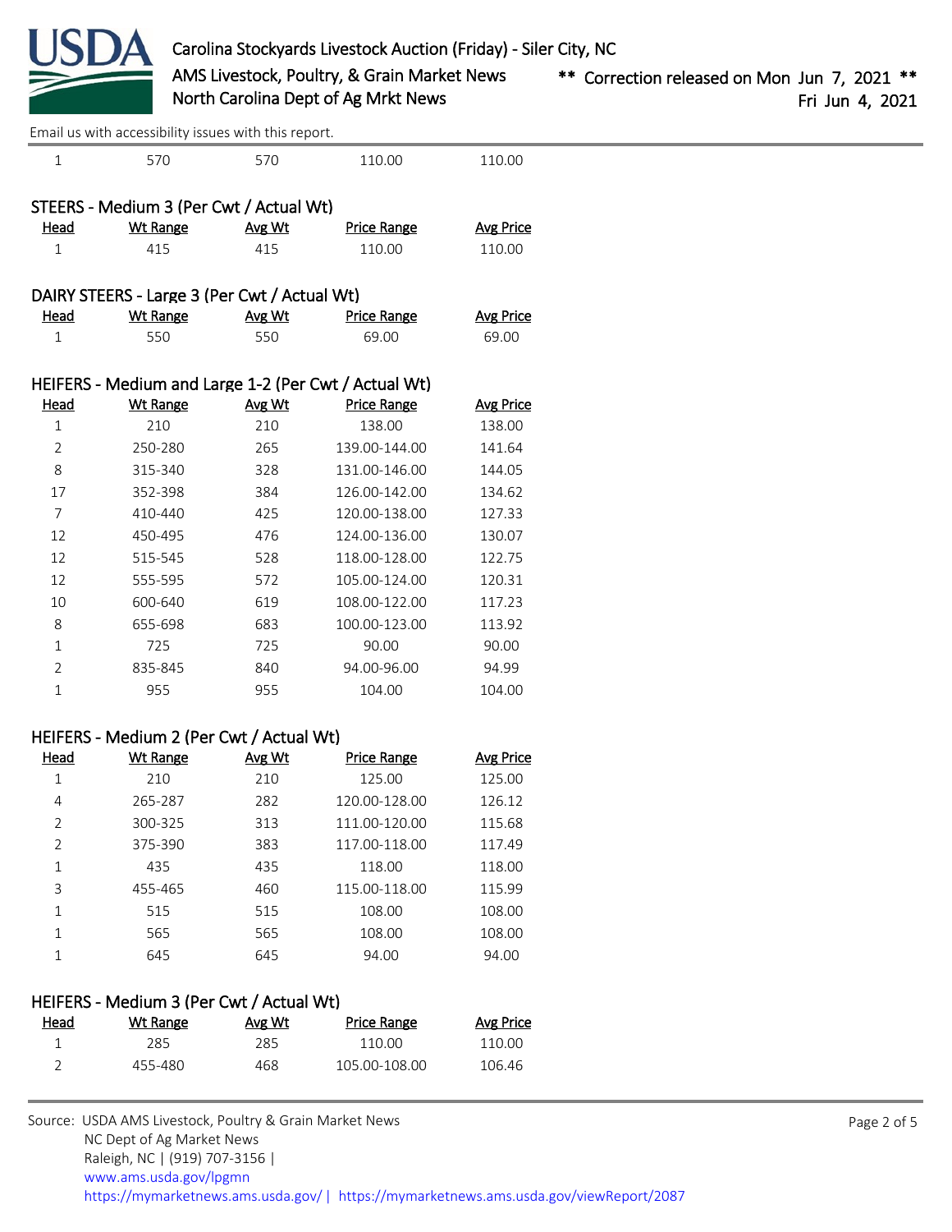| Head | Wt Range | Avg Wt | Price Range | Avg Price |
|---|---|---|---|---|
| 1 | 570 | 570 | 110.00 | 110.00 |

### STEERS - Medium 3 (Per Cwt / Actual Wt)

| Head | Wt Range | Avg Wt | Price Range | Avg Price |
|---|---|---|---|---|
| 1 | 415 | 415 | 110.00 | 110.00 |

### DAIRY STEERS - Large 3 (Per Cwt / Actual Wt)

| Head | Wt Range | Avg Wt | Price Range | Avg Price |
|---|---|---|---|---|
| 1 | 550 | 550 | 69.00 | 69.00 |

### HEIFERS - Medium and Large 1-2 (Per Cwt / Actual Wt)

| Head | Wt Range | Avg Wt | Price Range | Avg Price |
|---|---|---|---|---|
| 1 | 210 | 210 | 138.00 | 138.00 |
| 2 | 250-280 | 265 | 139.00-144.00 | 141.64 |
| 8 | 315-340 | 328 | 131.00-146.00 | 144.05 |
| 17 | 352-398 | 384 | 126.00-142.00 | 134.62 |
| 7 | 410-440 | 425 | 120.00-138.00 | 127.33 |
| 12 | 450-495 | 476 | 124.00-136.00 | 130.07 |
| 12 | 515-545 | 528 | 118.00-128.00 | 122.75 |
| 12 | 555-595 | 572 | 105.00-124.00 | 120.31 |
| 10 | 600-640 | 619 | 108.00-122.00 | 117.23 |
| 8 | 655-698 | 683 | 100.00-123.00 | 113.92 |
| 1 | 725 | 725 | 90.00 | 90.00 |
| 2 | 835-845 | 840 | 94.00-96.00 | 94.99 |
| 1 | 955 | 955 | 104.00 | 104.00 |

### HEIFERS - Medium 2 (Per Cwt / Actual Wt)

| Head | Wt Range | Avg Wt | Price Range | Avg Price |
|---|---|---|---|---|
| 1 | 210 | 210 | 125.00 | 125.00 |
| 4 | 265-287 | 282 | 120.00-128.00 | 126.12 |
| 2 | 300-325 | 313 | 111.00-120.00 | 115.68 |
| 2 | 375-390 | 383 | 117.00-118.00 | 117.49 |
| 1 | 435 | 435 | 118.00 | 118.00 |
| 3 | 455-465 | 460 | 115.00-118.00 | 115.99 |
| 1 | 515 | 515 | 108.00 | 108.00 |
| 1 | 565 | 565 | 108.00 | 108.00 |
| 1 | 645 | 645 | 94.00 | 94.00 |

### HEIFERS - Medium 3 (Per Cwt / Actual Wt)

| Head | Wt Range | Avg Wt | Price Range | Avg Price |
|---|---|---|---|---|
| 1 | 285 | 285 | 110.00 | 110.00 |
| 2 | 455-480 | 468 | 105.00-108.00 | 106.46 |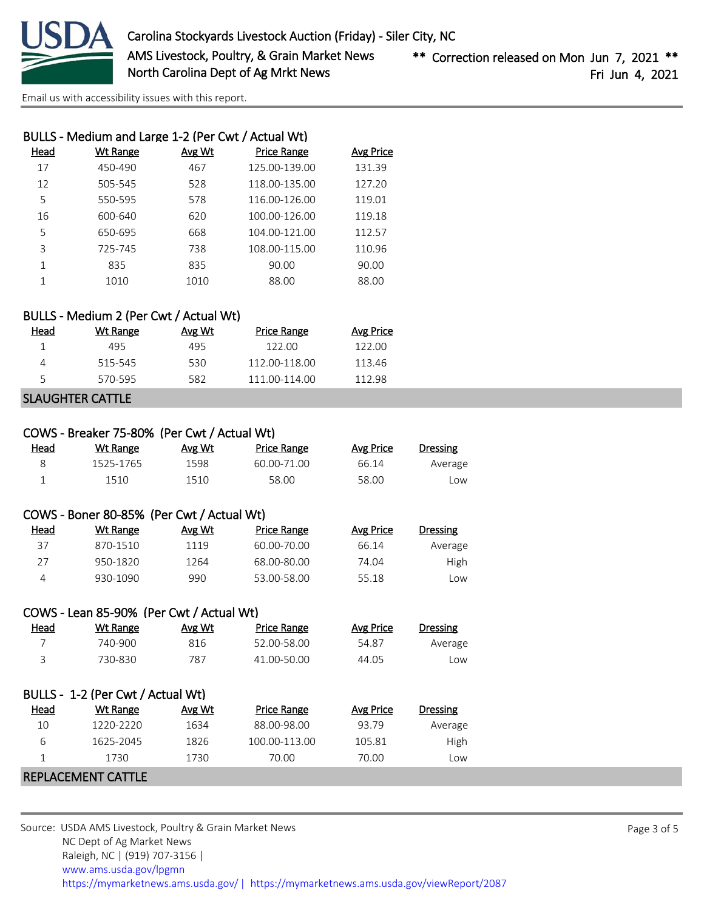### BULLS - Medium and Large 1-2 (Per Cwt / Actual Wt)

| Head | Wt Range | Avg Wt | Price Range | Avg Price |
|---|---|---|---|---|
| 17 | 450-490 | 467 | 125.00-139.00 | 131.39 |
| 12 | 505-545 | 528 | 118.00-135.00 | 127.20 |
| 5 | 550-595 | 578 | 116.00-126.00 | 119.01 |
| 16 | 600-640 | 620 | 100.00-126.00 | 119.18 |
| 5 | 650-695 | 668 | 104.00-121.00 | 112.57 |
| 3 | 725-745 | 738 | 108.00-115.00 | 110.96 |
| 1 | 835 | 835 | 90.00 | 90.00 |
| 1 | 1010 | 1010 | 88.00 | 88.00 |

### BULLS - Medium 2 (Per Cwt / Actual Wt)

| Head | Wt Range | Avg Wt | Price Range | Avg Price |
|---|---|---|---|---|
| 1 | 495 | 495 | 122.00 | 122.00 |
| 4 | 515-545 | 530 | 112.00-118.00 | 113.46 |
| 5 | 570-595 | 582 | 111.00-114.00 | 112.98 |

## SLAUGHTER CATTLE

### COWS - Breaker 75-80% (Per Cwt / Actual Wt)

| Head | Wt Range | Avg Wt | Price Range | Avg Price | Dressing |
|---|---|---|---|---|---|
| 8 | 1525-1765 | 1598 | 60.00-71.00 | 66.14 | Average |
| 1 | 1510 | 1510 | 58.00 | 58.00 | Low |

### COWS - Boner 80-85% (Per Cwt / Actual Wt)

| Head | Wt Range | Avg Wt | Price Range | Avg Price | Dressing |
|---|---|---|---|---|---|
| 37 | 870-1510 | 1119 | 60.00-70.00 | 66.14 | Average |
| 27 | 950-1820 | 1264 | 68.00-80.00 | 74.04 | High |
| 4 | 930-1090 | 990 | 53.00-58.00 | 55.18 | Low |

### COWS - Lean 85-90% (Per Cwt / Actual Wt)

| Head | Wt Range | Avg Wt | Price Range | Avg Price | Dressing |
|---|---|---|---|---|---|
| 7 | 740-900 | 816 | 52.00-58.00 | 54.87 | Average |
| 3 | 730-830 | 787 | 41.00-50.00 | 44.05 | Low |

### BULLS - 1-2 (Per Cwt / Actual Wt)

| Head | Wt Range | Avg Wt | Price Range | Avg Price | Dressing |
|---|---|---|---|---|---|
| 10 | 1220-2220 | 1634 | 88.00-98.00 | 93.79 | Average |
| 6 | 1625-2045 | 1826 | 100.00-113.00 | 105.81 | High |
| 1 | 1730 | 1730 | 70.00 | 70.00 | Low |

## REPLACEMENT CATTLE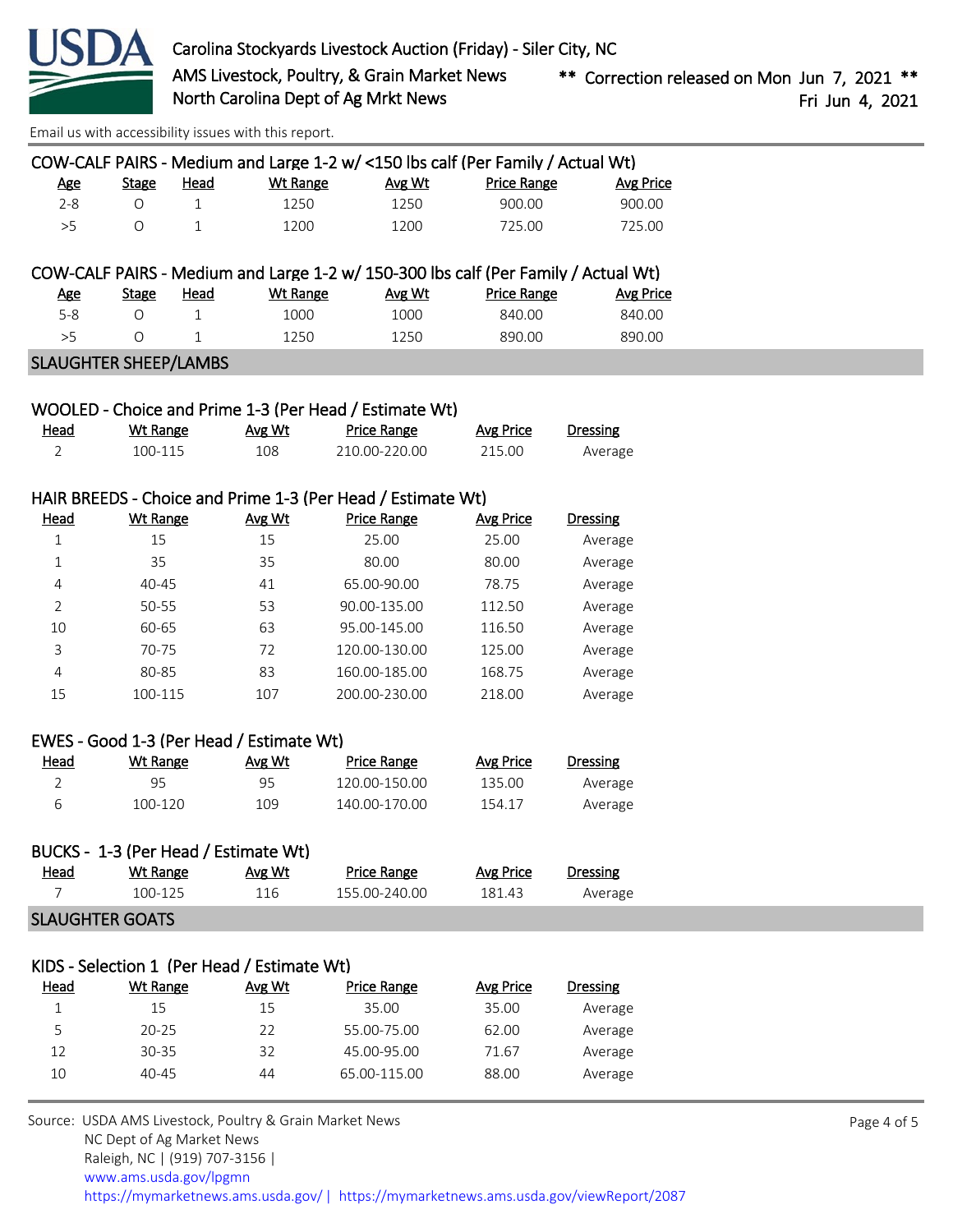Carolina Stockyards Livestock Auction (Friday) - Siler City, NC
AMS Livestock, Poultry, & Grain Market News
North Carolina Dept of Ag Mrkt News

** Correction released on Mon Jun 7, 2021 **
Fri Jun 4, 2021

Email us with accessibility issues with this report.

### COW-CALF PAIRS - Medium and Large 1-2 w/ <150 lbs calf (Per Family / Actual Wt)

| Age | Stage | Head | Wt Range | Avg Wt | Price Range | Avg Price |
|---|---|---|---|---|---|---|
| 2-8 | O | 1 | 1250 | 1250 | 900.00 | 900.00 |
| >5 | O | 1 | 1200 | 1200 | 725.00 | 725.00 |

### COW-CALF PAIRS - Medium and Large 1-2 w/ 150-300 lbs calf (Per Family / Actual Wt)

| Age | Stage | Head | Wt Range | Avg Wt | Price Range | Avg Price |
|---|---|---|---|---|---|---|
| 5-8 | O | 1 | 1000 | 1000 | 840.00 | 840.00 |
| >5 | O | 1 | 1250 | 1250 | 890.00 | 890.00 |

## SLAUGHTER SHEEP/LAMBS

### WOOLED - Choice and Prime 1-3 (Per Head / Estimate Wt)

| Head | Wt Range | Avg Wt | Price Range | Avg Price | Dressing |
|---|---|---|---|---|---|
| 2 | 100-115 | 108 | 210.00-220.00 | 215.00 | Average |

### HAIR BREEDS - Choice and Prime 1-3 (Per Head / Estimate Wt)

| Head | Wt Range | Avg Wt | Price Range | Avg Price | Dressing |
|---|---|---|---|---|---|
| 1 | 15 | 15 | 25.00 | 25.00 | Average |
| 1 | 35 | 35 | 80.00 | 80.00 | Average |
| 4 | 40-45 | 41 | 65.00-90.00 | 78.75 | Average |
| 2 | 50-55 | 53 | 90.00-135.00 | 112.50 | Average |
| 10 | 60-65 | 63 | 95.00-145.00 | 116.50 | Average |
| 3 | 70-75 | 72 | 120.00-130.00 | 125.00 | Average |
| 4 | 80-85 | 83 | 160.00-185.00 | 168.75 | Average |
| 15 | 100-115 | 107 | 200.00-230.00 | 218.00 | Average |

### EWES - Good 1-3 (Per Head / Estimate Wt)

| Head | Wt Range | Avg Wt | Price Range | Avg Price | Dressing |
|---|---|---|---|---|---|
| 2 | 95 | 95 | 120.00-150.00 | 135.00 | Average |
| 6 | 100-120 | 109 | 140.00-170.00 | 154.17 | Average |

### BUCKS - 1-3 (Per Head / Estimate Wt)

| Head | Wt Range | Avg Wt | Price Range | Avg Price | Dressing |
|---|---|---|---|---|---|
| 7 | 100-125 | 116 | 155.00-240.00 | 181.43 | Average |

## SLAUGHTER GOATS

### KIDS - Selection 1 (Per Head / Estimate Wt)

| Head | Wt Range | Avg Wt | Price Range | Avg Price | Dressing |
|---|---|---|---|---|---|
| 1 | 15 | 15 | 35.00 | 35.00 | Average |
| 5 | 20-25 | 22 | 55.00-75.00 | 62.00 | Average |
| 12 | 30-35 | 32 | 45.00-95.00 | 71.67 | Average |
| 10 | 40-45 | 44 | 65.00-115.00 | 88.00 | Average |

Source: USDA AMS Livestock, Poultry & Grain Market News
NC Dept of Ag Market News
Raleigh, NC | (919) 707-3156 |
www.ams.usda.gov/lpgmn
https://mymarketnews.ams.usda.gov/ | https://mymarketnews.ams.usda.gov/viewReport/2087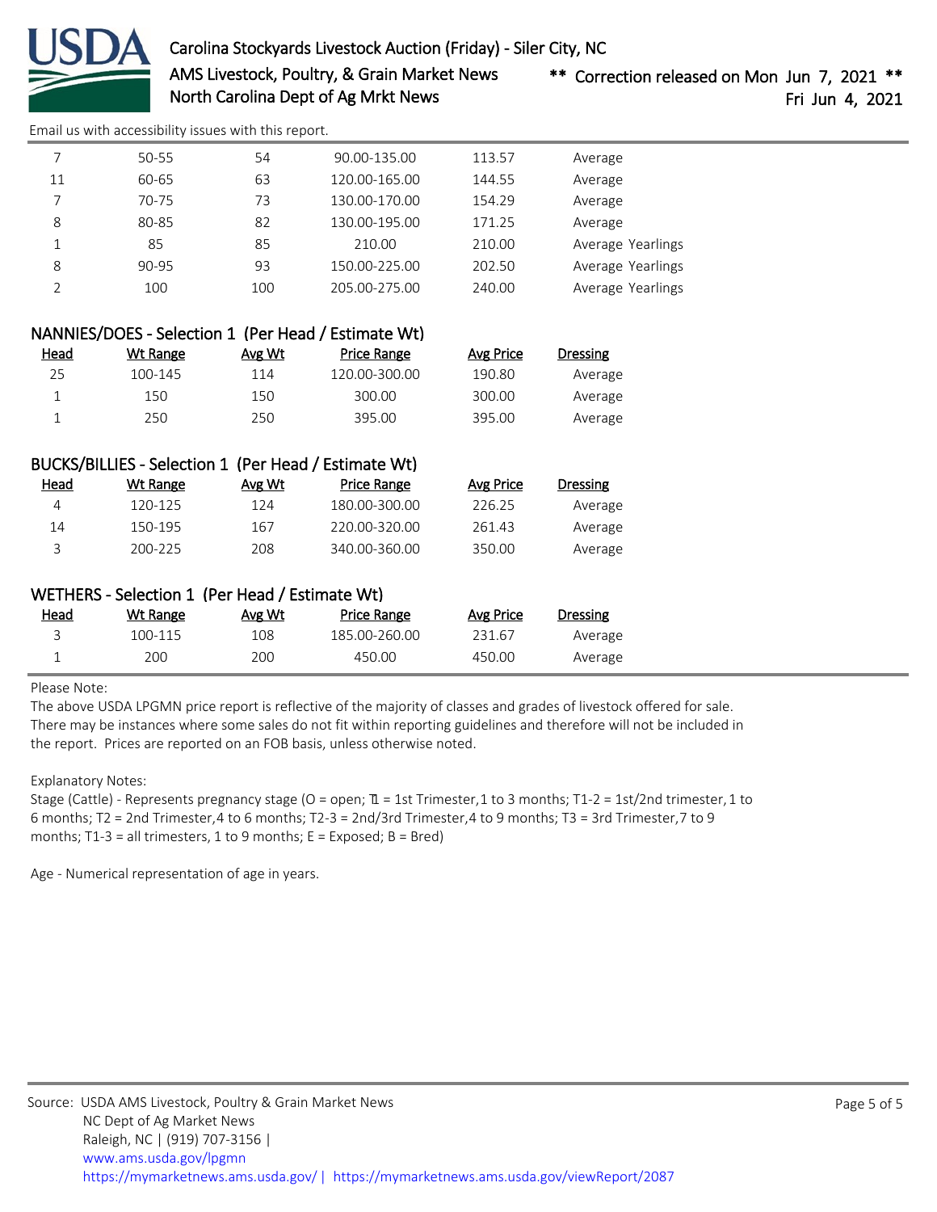Email us with accessibility issues with this report.

| | | | | | |
|---|---|---|---|---|---|
| 7 | 50-55 | 54 | 90.00-135.00 | 113.57 | Average |
| 11 | 60-65 | 63 | 120.00-165.00 | 144.55 | Average |
| 7 | 70-75 | 73 | 130.00-170.00 | 154.29 | Average |
| 8 | 80-85 | 82 | 130.00-195.00 | 171.25 | Average |
| 1 | 85 | 85 | 210.00 | 210.00 | Average Yearlings |
| 8 | 90-95 | 93 | 150.00-225.00 | 202.50 | Average Yearlings |
| 2 | 100 | 100 | 205.00-275.00 | 240.00 | Average Yearlings |

### NANNIES/DOES - Selection 1 (Per Head / Estimate Wt)

| Head | Wt Range | Avg Wt | Price Range | Avg Price | Dressing |
|---|---|---|---|---|---|
| 25 | 100-145 | 114 | 120.00-300.00 | 190.80 | Average |
| 1 | 150 | 150 | 300.00 | 300.00 | Average |
| 1 | 250 | 250 | 395.00 | 395.00 | Average |

### BUCKS/BILLIES - Selection 1 (Per Head / Estimate Wt)

| Head | Wt Range | Avg Wt | Price Range | Avg Price | Dressing |
|---|---|---|---|---|---|
| 4 | 120-125 | 124 | 180.00-300.00 | 226.25 | Average |
| 14 | 150-195 | 167 | 220.00-320.00 | 261.43 | Average |
| 3 | 200-225 | 208 | 340.00-360.00 | 350.00 | Average |

### WETHERS - Selection 1 (Per Head / Estimate Wt)

| Head | Wt Range | Avg Wt | Price Range | Avg Price | Dressing |
|---|---|---|---|---|---|
| 3 | 100-115 | 108 | 185.00-260.00 | 231.67 | Average |
| 1 | 200 | 200 | 450.00 | 450.00 | Average |

Please Note:
The above USDA LPGMN price report is reflective of the majority of classes and grades of livestock offered for sale. There may be instances where some sales do not fit within reporting guidelines and therefore will not be included in the report. Prices are reported on an FOB basis, unless otherwise noted.

Explanatory Notes:
Stage (Cattle) - Represents pregnancy stage (O = open; T1 = 1st Trimester,1 to 3 months; T1-2 = 1st/2nd trimester, 1 to 6 months; T2 = 2nd Trimester,4 to 6 months; T2-3 = 2nd/3rd Trimester,4 to 9 months; T3 = 3rd Trimester,7 to 9 months; T1-3 = all trimesters, 1 to 9 months; E = Exposed; B = Bred)

Age - Numerical representation of age in years.

Source: USDA AMS Livestock, Poultry & Grain Market News
NC Dept of Ag Market News
Raleigh, NC | (919) 707-3156 |
www.ams.usda.gov/lpgmn
https://mymarketnews.ams.usda.gov/ | https://mymarketnews.ams.usda.gov/viewReport/2087